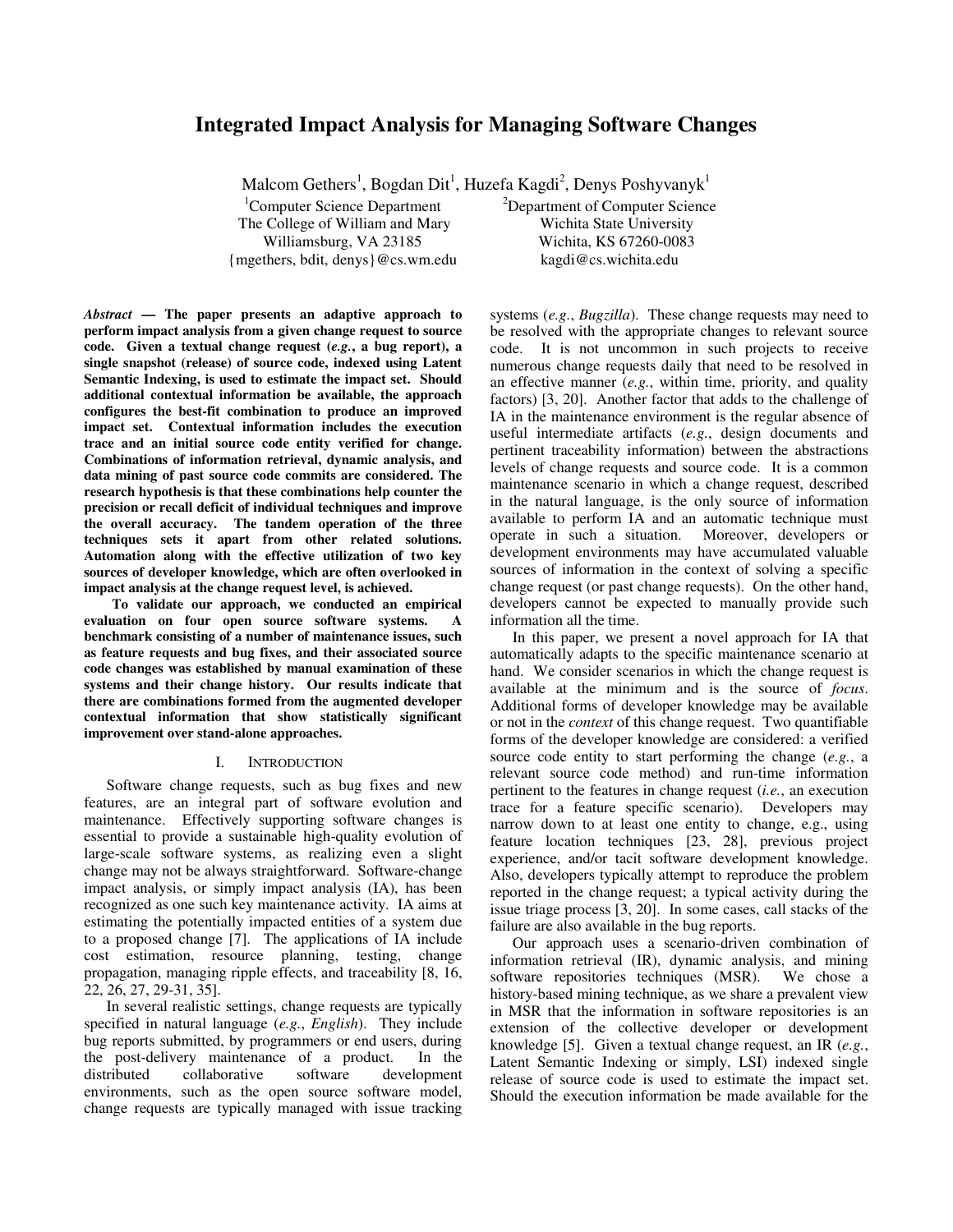# Integrated Impact Analysis for Managing Software Changes

Malcom Gethers[1], Bogdan Dit[1], Huzefa Kagdi[2], Denys Poshyvanyk[1]

[1]Computer Science Department
The College of William and Mary
Williamsburg, VA 23185
{mgethers, bdit, denys}@cs.wm.edu

[2]Department of Computer Science
Wichita State University
Wichita, KS 67260-0083
kagdi@cs.wichita.edu

***Abstract* — The paper presents an adaptive approach to perform impact analysis from a given change request to source code. Given a textual change request (*e.g.*, a bug report), a single snapshot (release) of source code, indexed using Latent Semantic Indexing, is used to estimate the impact set. Should additional contextual information be available, the approach configures the best-fit combination to produce an improved impact set. Contextual information includes the execution trace and an initial source code entity verified for change. Combinations of information retrieval, dynamic analysis, and data mining of past source code commits are considered. The research hypothesis is that these combinations help counter the precision or recall deficit of individual techniques and improve the overall accuracy. The tandem operation of the three techniques sets it apart from other related solutions. Automation along with the effective utilization of two key sources of developer knowledge, which are often overlooked in impact analysis at the change request level, is achieved.**

**To validate our approach, we conducted an empirical evaluation on four open source software systems. A benchmark consisting of a number of maintenance issues, such as feature requests and bug fixes, and their associated source code changes was established by manual examination of these systems and their change history. Our results indicate that there are combinations formed from the augmented developer contextual information that show statistically significant improvement over stand-alone approaches.**

## I. Introduction

Software change requests, such as bug fixes and new features, are an integral part of software evolution and maintenance. Effectively supporting software changes is essential to provide a sustainable high-quality evolution of large-scale software systems, as realizing even a slight change may not be always straightforward. Software-change impact analysis, or simply impact analysis (IA), has been recognized as one such key maintenance activity. IA aims at estimating the potentially impacted entities of a system due to a proposed change [7]. The applications of IA include cost estimation, resource planning, testing, change propagation, managing ripple effects, and traceability [8, 16, 22, 26, 27, 29-31, 35].

In several realistic settings, change requests are typically specified in natural language (*e.g.*, *English*). They include bug reports submitted, by programmers or end users, during the post-delivery maintenance of a product. In the distributed collaborative software development environments, such as the open source software model, change requests are typically managed with issue tracking systems (*e.g.*, *Bugzilla*). These change requests may need to be resolved with the appropriate changes to relevant source code. It is not uncommon in such projects to receive numerous change requests daily that need to be resolved in an effective manner (*e.g.*, within time, priority, and quality factors) [3, 20]. Another factor that adds to the challenge of IA in the maintenance environment is the regular absence of useful intermediate artifacts (*e.g.*, design documents and pertinent traceability information) between the abstractions levels of change requests and source code. It is a common maintenance scenario in which a change request, described in the natural language, is the only source of information available to perform IA and an automatic technique must operate in such a situation. Moreover, developers or development environments may have accumulated valuable sources of information in the context of solving a specific change request (or past change requests). On the other hand, developers cannot be expected to manually provide such information all the time.

In this paper, we present a novel approach for IA that automatically adapts to the specific maintenance scenario at hand. We consider scenarios in which the change request is available at the minimum and is the source of *focus*. Additional forms of developer knowledge may be available or not in the *context* of this change request. Two quantifiable forms of the developer knowledge are considered: a verified source code entity to start performing the change (*e.g.*, a relevant source code method) and run-time information pertinent to the features in change request (*i.e.*, an execution trace for a feature specific scenario). Developers may narrow down to at least one entity to change, e.g., using feature location techniques [23, 28], previous project experience, and/or tacit software development knowledge. Also, developers typically attempt to reproduce the problem reported in the change request; a typical activity during the issue triage process [3, 20]. In some cases, call stacks of the failure are also available in the bug reports.

Our approach uses a scenario-driven combination of information retrieval (IR), dynamic analysis, and mining software repositories techniques (MSR). We chose a history-based mining technique, as we share a prevalent view in MSR that the information in software repositories is an extension of the collective developer or development knowledge [5]. Given a textual change request, an IR (*e.g.*, Latent Semantic Indexing or simply, LSI) indexed single release of source code is used to estimate the impact set. Should the execution information be made available for the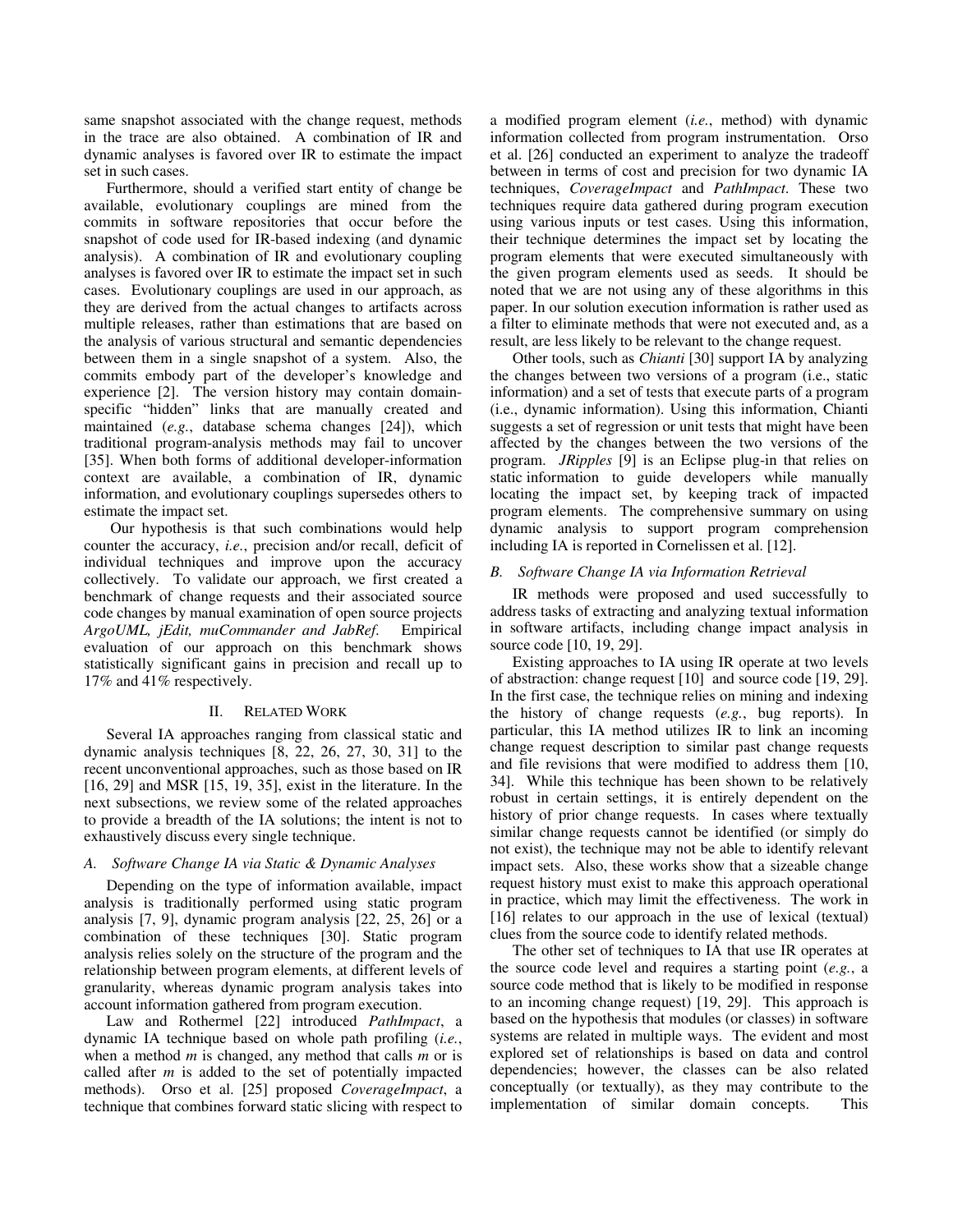same snapshot associated with the change request, methods in the trace are also obtained. A combination of IR and dynamic analyses is favored over IR to estimate the impact set in such cases.

Furthermore, should a verified start entity of change be available, evolutionary couplings are mined from the commits in software repositories that occur before the snapshot of code used for IR-based indexing (and dynamic analysis). A combination of IR and evolutionary coupling analyses is favored over IR to estimate the impact set in such cases. Evolutionary couplings are used in our approach, as they are derived from the actual changes to artifacts across multiple releases, rather than estimations that are based on the analysis of various structural and semantic dependencies between them in a single snapshot of a system. Also, the commits embody part of the developer's knowledge and experience [2]. The version history may contain domain-specific "hidden" links that are manually created and maintained (*e.g.*, database schema changes [24]), which traditional program-analysis methods may fail to uncover [35]. When both forms of additional developer-information context are available, a combination of IR, dynamic information, and evolutionary couplings supersedes others to estimate the impact set.

Our hypothesis is that such combinations would help counter the accuracy, *i.e.*, precision and/or recall, deficit of individual techniques and improve upon the accuracy collectively. To validate our approach, we first created a benchmark of change requests and their associated source code changes by manual examination of open source projects *ArgoUML, jEdit, muCommander and JabRef*. Empirical evaluation of our approach on this benchmark shows statistically significant gains in precision and recall up to 17% and 41% respectively.

## II. Related Work

Several IA approaches ranging from classical static and dynamic analysis techniques [8, 22, 26, 27, 30, 31] to the recent unconventional approaches, such as those based on IR [16, 29] and MSR [15, 19, 35], exist in the literature. In the next subsections, we review some of the related approaches to provide a breadth of the IA solutions; the intent is not to exhaustively discuss every single technique.

### A. Software Change IA via Static & Dynamic Analyses

Depending on the type of information available, impact analysis is traditionally performed using static program analysis [7, 9], dynamic program analysis [22, 25, 26] or a combination of these techniques [30]. Static program analysis relies solely on the structure of the program and the relationship between program elements, at different levels of granularity, whereas dynamic program analysis takes into account information gathered from program execution.

Law and Rothermel [22] introduced *PathImpact*, a dynamic IA technique based on whole path profiling (*i.e.*, when a method *m* is changed, any method that calls *m* or is called after *m* is added to the set of potentially impacted methods). Orso et al. [25] proposed *CoverageImpact*, a technique that combines forward static slicing with respect to a modified program element (*i.e.*, method) with dynamic information collected from program instrumentation. Orso et al. [26] conducted an experiment to analyze the tradeoff between in terms of cost and precision for two dynamic IA techniques, *CoverageImpact* and *PathImpact*. These two techniques require data gathered during program execution using various inputs or test cases. Using this information, their technique determines the impact set by locating the program elements that were executed simultaneously with the given program elements used as seeds. It should be noted that we are not using any of these algorithms in this paper. In our solution execution information is rather used as a filter to eliminate methods that were not executed and, as a result, are less likely to be relevant to the change request.

Other tools, such as *Chianti* [30] support IA by analyzing the changes between two versions of a program (i.e., static information) and a set of tests that execute parts of a program (i.e., dynamic information). Using this information, Chianti suggests a set of regression or unit tests that might have been affected by the changes between the two versions of the program. *JRipples* [9] is an Eclipse plug-in that relies on static information to guide developers while manually locating the impact set, by keeping track of impacted program elements. The comprehensive summary on using dynamic analysis to support program comprehension including IA is reported in Cornelissen et al. [12].

### B. Software Change IA via Information Retrieval

IR methods were proposed and used successfully to address tasks of extracting and analyzing textual information in software artifacts, including change impact analysis in source code [10, 19, 29].

Existing approaches to IA using IR operate at two levels of abstraction: change request [10] and source code [19, 29]. In the first case, the technique relies on mining and indexing the history of change requests (*e.g.*, bug reports). In particular, this IA method utilizes IR to link an incoming change request description to similar past change requests and file revisions that were modified to address them [10, 34]. While this technique has been shown to be relatively robust in certain settings, it is entirely dependent on the history of prior change requests. In cases where textually similar change requests cannot be identified (or simply do not exist), the technique may not be able to identify relevant impact sets. Also, these works show that a sizeable change request history must exist to make this approach operational in practice, which may limit the effectiveness. The work in [16] relates to our approach in the use of lexical (textual) clues from the source code to identify related methods.

The other set of techniques to IA that use IR operates at the source code level and requires a starting point (*e.g.*, a source code method that is likely to be modified in response to an incoming change request) [19, 29]. This approach is based on the hypothesis that modules (or classes) in software systems are related in multiple ways. The evident and most explored set of relationships is based on data and control dependencies; however, the classes can be also related conceptually (or textually), as they may contribute to the implementation of similar domain concepts. This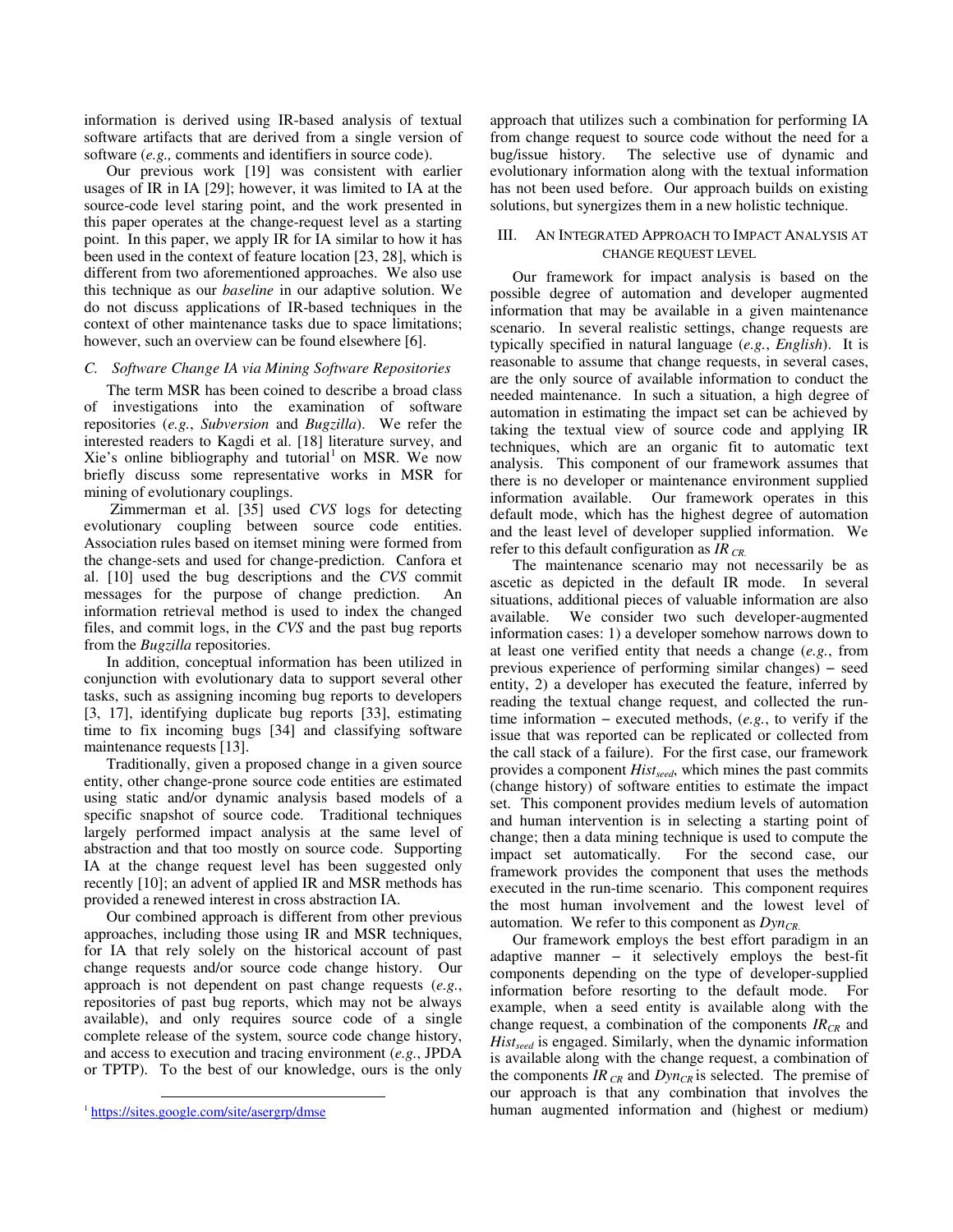information is derived using IR-based analysis of textual software artifacts that are derived from a single version of software (*e.g.,* comments and identifiers in source code).

Our previous work [19] was consistent with earlier usages of IR in IA [29]; however, it was limited to IA at the source-code level staring point, and the work presented in this paper operates at the change-request level as a starting point. In this paper, we apply IR for IA similar to how it has been used in the context of feature location [23, 28], which is different from two aforementioned approaches. We also use this technique as our *baseline* in our adaptive solution. We do not discuss applications of IR-based techniques in the context of other maintenance tasks due to space limitations; however, such an overview can be found elsewhere [6].

### C. Software Change IA via Mining Software Repositories

The term MSR has been coined to describe a broad class of investigations into the examination of software repositories (*e.g.*, *Subversion* and *Bugzilla*). We refer the interested readers to Kagdi et al. [18] literature survey, and Xie's online bibliography and tutorial[1] on MSR. We now briefly discuss some representative works in MSR for mining of evolutionary couplings.

Zimmerman et al. [35] used *CVS* logs for detecting evolutionary coupling between source code entities. Association rules based on itemset mining were formed from the change-sets and used for change-prediction. Canfora et al. [10] used the bug descriptions and the *CVS* commit messages for the purpose of change prediction. An information retrieval method is used to index the changed files, and commit logs, in the *CVS* and the past bug reports from the *Bugzilla* repositories.

In addition, conceptual information has been utilized in conjunction with evolutionary data to support several other tasks, such as assigning incoming bug reports to developers [3, 17], identifying duplicate bug reports [33], estimating time to fix incoming bugs [34] and classifying software maintenance requests [13].

Traditionally, given a proposed change in a given source entity, other change-prone source code entities are estimated using static and/or dynamic analysis based models of a specific snapshot of source code. Traditional techniques largely performed impact analysis at the same level of abstraction and that too mostly on source code. Supporting IA at the change request level has been suggested only recently [10]; an advent of applied IR and MSR methods has provided a renewed interest in cross abstraction IA.

Our combined approach is different from other previous approaches, including those using IR and MSR techniques, for IA that rely solely on the historical account of past change requests and/or source code change history. Our approach is not dependent on past change requests (*e.g.*, repositories of past bug reports, which may not be always available), and only requires source code of a single complete release of the system, source code change history, and access to execution and tracing environment (*e.g.*, JPDA or TPTP). To the best of our knowledge, ours is the only approach that utilizes such a combination for performing IA from change request to source code without the need for a bug/issue history. The selective use of dynamic and evolutionary information along with the textual information has not been used before. Our approach builds on existing solutions, but synergizes them in a new holistic technique.

## III. An Integrated Approach to Impact Analysis at Change Request Level

Our framework for impact analysis is based on the possible degree of automation and developer augmented information that may be available in a given maintenance scenario. In several realistic settings, change requests are typically specified in natural language (*e.g.*, *English*). It is reasonable to assume that change requests, in several cases, are the only source of available information to conduct the needed maintenance. In such a situation, a high degree of automation in estimating the impact set can be achieved by taking the textual view of source code and applying IR techniques, which are an organic fit to automatic text analysis. This component of our framework assumes that there is no developer or maintenance environment supplied information available. Our framework operates in this default mode, which has the highest degree of automation and the least level of developer supplied information. We refer to this default configuration as $IR_{CR}$.

The maintenance scenario may not necessarily be as ascetic as depicted in the default IR mode. In several situations, additional pieces of valuable information are also available. We consider two such developer-augmented information cases: 1) a developer somehow narrows down to at least one verified entity that needs a change (*e.g.*, from previous experience of performing similar changes) – seed entity, 2) a developer has executed the feature, inferred by reading the textual change request, and collected the run-time information – executed methods, (*e.g.*, to verify if the issue that was reported can be replicated or collected from the call stack of a failure). For the first case, our framework provides a component $Hist_{seed}$, which mines the past commits (change history) of software entities to estimate the impact set. This component provides medium levels of automation and human intervention is in selecting a starting point of change; then a data mining technique is used to compute the impact set automatically. For the second case, our framework provides the component that uses the methods executed in the run-time scenario. This component requires the most human involvement and the lowest level of automation. We refer to this component as $Dyn_{CR}$.

Our framework employs the best effort paradigm in an adaptive manner – it selectively employs the best-fit components depending on the type of developer-supplied information before resorting to the default mode. For example, when a seed entity is available along with the change request, a combination of the components $IR_{CR}$ and $Hist_{seed}$ is engaged. Similarly, when the dynamic information is available along with the change request, a combination of the components $IR_{CR}$ and $Dyn_{CR}$ is selected. The premise of our approach is that any combination that involves the human augmented information and (highest or medium)

[1] https://sites.google.com/site/asergrp/dmse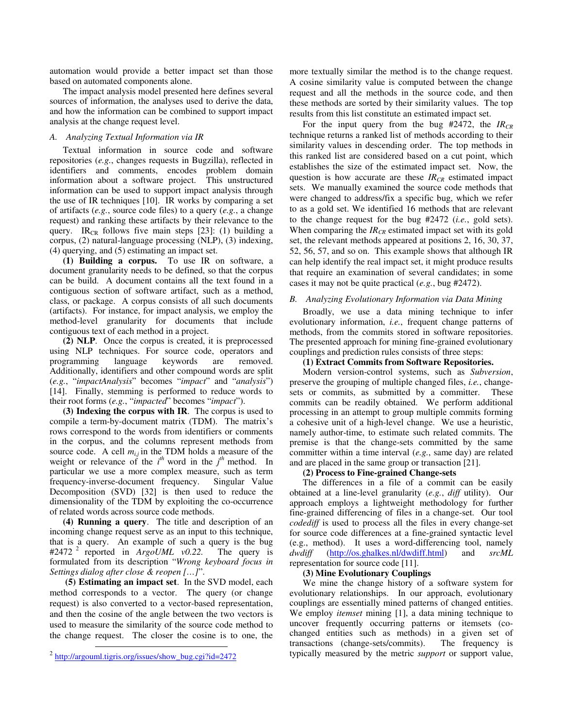automation would provide a better impact set than those based on automated components alone.

The impact analysis model presented here defines several sources of information, the analyses used to derive the data, and how the information can be combined to support impact analysis at the change request level.

### *A. Analyzing Textual Information via IR*

Textual information in source code and software repositories (*e.g.*, changes requests in Bugzilla), reflected in identifiers and comments, encodes problem domain information about a software project. This unstructured information can be used to support impact analysis through the use of IR techniques [10]. IR works by comparing a set of artifacts (*e.g.*, source code files) to a query (*e.g.*, a change request) and ranking these artifacts by their relevance to the query. $IR_{CR}$ follows five main steps [23]: (1) building a corpus, (2) natural-language processing (NLP), (3) indexing, (4) querying, and (5) estimating an impact set.

**(1) Building a corpus.** To use IR on software, a document granularity needs to be defined, so that the corpus can be build. A document contains all the text found in a contiguous section of software artifact, such as a method, class, or package. A corpus consists of all such documents (artifacts). For instance, for impact analysis, we employ the method-level granularity for documents that include contiguous text of each method in a project.

**(2) NLP**. Once the corpus is created, it is preprocessed using NLP techniques. For source code, operators and programming language keywords are removed. Additionally, identifiers and other compound words are split (*e.g.*, "*impactAnalysis*" becomes "*impact*" and "*analysis*") [14]. Finally, stemming is performed to reduce words to their root forms (*e.g.*, "*impacted*" becomes "*impact*").

**(3) Indexing the corpus with IR**. The corpus is used to compile a term-by-document matrix (TDM). The matrix's rows correspond to the words from identifiers or comments in the corpus, and the columns represent methods from source code. A cell $m_{i,j}$ in the TDM holds a measure of the weight or relevance of the $i^{th}$ word in the $j^{th}$ method. In particular we use a more complex measure, such as term frequency-inverse-document frequency. Singular Value Decomposition (SVD) [32] is then used to reduce the dimensionality of the TDM by exploiting the co-occurrence of related words across source code methods.

**(4) Running a query**. The title and description of an incoming change request serve as an input to this technique, that is a query. An example of such a query is the bug #2472 [2] reported in *ArgoUML v0.22*. The query is formulated from its description "*Wrong keyboard focus in Settings dialog after close & reopen […]*".

**(5) Estimating an impact set**. In the SVD model, each method corresponds to a vector. The query (or change request) is also converted to a vector-based representation, and then the cosine of the angle between the two vectors is used to measure the similarity of the source code method to the change request. The closer the cosine is to one, the more textually similar the method is to the change request. A cosine similarity value is computed between the change request and all the methods in the source code, and then these methods are sorted by their similarity values. The top results from this list constitute an estimated impact set.

For the input query from the bug #2472, the $IR_{CR}$ technique returns a ranked list of methods according to their similarity values in descending order. The top methods in this ranked list are considered based on a cut point, which establishes the size of the estimated impact set. Now, the question is how accurate are these $IR_{CR}$ estimated impact sets. We manually examined the source code methods that were changed to address/fix a specific bug, which we refer to as a gold set. We identified 16 methods that are relevant to the change request for the bug #2472 (*i.e.*, gold sets). When comparing the $IR_{CR}$ estimated impact set with its gold set, the relevant methods appeared at positions 2, 16, 30, 37, 52, 56, 57, and so on. This example shows that although IR can help identify the real impact set, it might produce results that require an examination of several candidates; in some cases it may not be quite practical (*e.g.*, bug #2472).

### *B. Analyzing Evolutionary Information via Data Mining*

Broadly, we use a data mining technique to infer evolutionary information, *i.e.*, frequent change patterns of methods, from the commits stored in software repositories. The presented approach for mining fine-grained evolutionary couplings and prediction rules consists of three steps:

**(1) Extract Commits from Software Repositories.**

Modern version-control systems, such as *Subversion*, preserve the grouping of multiple changed files, *i.e.*, change-sets or commits, as submitted by a committer. These commits can be readily obtained. We perform additional processing in an attempt to group multiple commits forming a cohesive unit of a high-level change. We use a heuristic, namely author-time, to estimate such related commits. The premise is that the change-sets committed by the same committer within a time interval (*e.g.*, same day) are related and are placed in the same group or transaction [21].

**(2) Process to Fine-grained Change-sets**

The differences in a file of a commit can be easily obtained at a line-level granularity (*e.g.*, *diff* utility). Our approach employs a lightweight methodology for further fine-grained differencing of files in a change-set. Our tool *codediff* is used to process all the files in every change-set for source code differences at a fine-grained syntactic level (e.g., method). It uses a word-differencing tool, namely *dwdiff* (http://os.ghalkes.nl/dwdiff.html) and *srcML* representation for source code [11].

**(3) Mine Evolutionary Couplings**

We mine the change history of a software system for evolutionary relationships. In our approach, evolutionary couplings are essentially mined patterns of changed entities. We employ *itemset* mining [1], a data mining technique to uncover frequently occurring patterns or itemsets (co-changed entities such as methods) in a given set of transactions (change-sets/commits). The frequency is typically measured by the metric *support* or support value,

[2] http://argouml.tigris.org/issues/show_bug.cgi?id=2472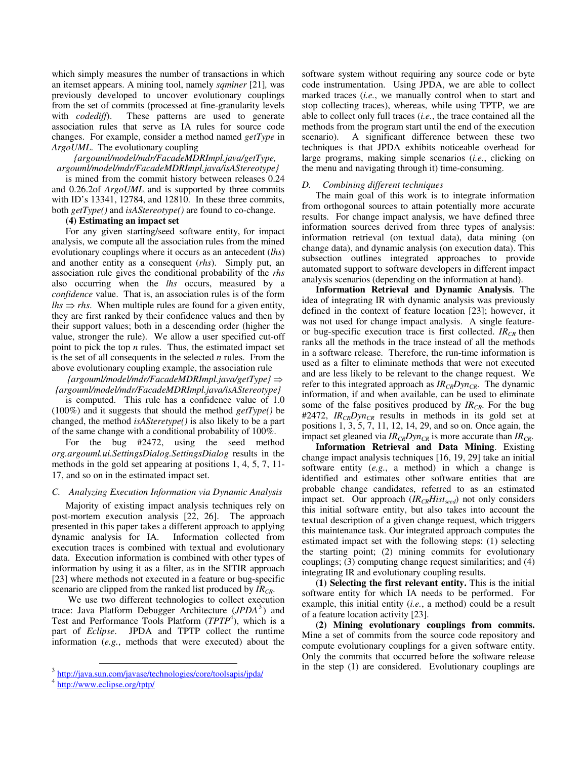which simply measures the number of transactions in which an itemset appears. A mining tool, namely *sqminer* [21], was previously developed to uncover evolutionary couplings from the set of commits (processed at fine-granularity levels with *codediff*). These patterns are used to generate association rules that serve as IA rules for source code changes. For example, consider a method named *getType* in *ArgoUML*. The evolutionary coupling

*{argouml/model/mdr/FacadeMDRImpl.java/getType, argouml/model/mdr/FacadeMDRImpl.java/isAStereotype}*

is mined from the commit history between releases 0.24 and 0.26.2of *ArgoUML* and is supported by three commits with ID's 13341, 12784, and 12810. In these three commits, both *getType()* and *isAStereotype()* are found to co-change.

**(4) Estimating an impact set**

For any given starting/seed software entity, for impact analysis, we compute all the association rules from the mined evolutionary couplings where it occurs as an antecedent (*lhs*) and another entity as a consequent (*rhs*). Simply put, an association rule gives the conditional probability of the *rhs* also occurring when the *lhs* occurs, measured by a *confidence* value. That is, an association rules is of the form $lhs \Rightarrow rhs$. When multiple rules are found for a given entity, they are first ranked by their confidence values and then by their support values; both in a descending order (higher the value, stronger the rule). We allow a user specified cut-off point to pick the top *n* rules. Thus, the estimated impact set is the set of all consequents in the selected *n* rules. From the above evolutionary coupling example, the association rule

*{argouml/model/mdr/FacadeMDRImpl.java/getType}* ⇒ *{argouml/model/mdr/FacadeMDRImpl.java/isAStereotype}*

is computed. This rule has a confidence value of 1.0 (100%) and it suggests that should the method *getType()* be changed, the method *isAStererype()* is also likely to be a part of the same change with a conditional probability of 100%.

For the bug #2472, using the seed method *org.argouml.ui.SettingsDialog.SettingsDialog* results in the methods in the gold set appearing at positions 1, 4, 5, 7, 11-17, and so on in the estimated impact set.

### C. Analyzing Execution Information via Dynamic Analysis

Majority of existing impact analysis techniques rely on post-mortem execution analysis [22, 26]. The approach presented in this paper takes a different approach to applying dynamic analysis for IA. Information collected from execution traces is combined with textual and evolutionary data. Execution information is combined with other types of information by using it as a filter, as in the SITIR approach [23] where methods not executed in a feature or bug-specific scenario are clipped from the ranked list produced by $IR_{CR}$.

We use two different technologies to collect execution trace: Java Platform Debugger Architecture (*JPDA*[3]) and Test and Performance Tools Platform (*TPTP*[4]), which is a part of *Eclipse*. JPDA and TPTP collect the runtime information (*e.g.*, methods that were executed) about the software system without requiring any source code or byte code instrumentation. Using JPDA, we are able to collect marked traces (*i.e.*, we manually control when to start and stop collecting traces), whereas, while using TPTP, we are able to collect only full traces (*i.e.*, the trace contained all the methods from the program start until the end of the execution scenario). A significant difference between these two techniques is that JPDA exhibits noticeable overhead for large programs, making simple scenarios (*i.e.*, clicking on the menu and navigating through it) time-consuming.

### D. Combining different techniques

The main goal of this work is to integrate information from orthogonal sources to attain potentially more accurate results. For change impact analysis, we have defined three information sources derived from three types of analysis: information retrieval (on textual data), data mining (on change data), and dynamic analysis (on execution data). This subsection outlines integrated approaches to provide automated support to software developers in different impact analysis scenarios (depending on the information at hand).

**Information Retrieval and Dynamic Analysis**. The idea of integrating IR with dynamic analysis was previously defined in the context of feature location [23]; however, it was not used for change impact analysis. A single feature- or bug-specific execution trace is first collected. $IR_{CR}$ then ranks all the methods in the trace instead of all the methods in a software release. Therefore, the run-time information is used as a filter to eliminate methods that were not executed and are less likely to be relevant to the change request. We refer to this integrated approach as $IR_{CR}Dyn_{CR}$. The dynamic information, if and when available, can be used to eliminate some of the false positives produced by $IR_{CR}$. For the bug #2472, $IR_{CR}Dyn_{CR}$ results in methods in its gold set at positions 1, 3, 5, 7, 11, 12, 14, 29, and so on. Once again, the impact set gleaned via $IR_{CR}Dyn_{CR}$ is more accurate than $IR_{CR}$.

**Information Retrieval and Data Mining**. Existing change impact analysis techniques [16, 19, 29] take an initial software entity (*e.g.*, a method) in which a change is identified and estimates other software entities that are probable change candidates, referred to as an estimated impact set. Our approach ($IR_{CR}Hist_{seed}$) not only considers this initial software entity, but also takes into account the textual description of a given change request, which triggers this maintenance task. Our integrated approach computes the estimated impact set with the following steps: (1) selecting the starting point; (2) mining commits for evolutionary couplings; (3) computing change request similarities; and (4) integrating IR and evolutionary coupling results.

**(1) Selecting the first relevant entity.** This is the initial software entity for which IA needs to be performed. For example, this initial entity (*i.e.*, a method) could be a result of a feature location activity [23].

**(2) Mining evolutionary couplings from commits.** Mine a set of commits from the source code repository and compute evolutionary couplings for a given software entity. Only the commits that occurred before the software release in the step (1) are considered. Evolutionary couplings are

---

[3] http://java.sun.com/javase/technologies/core/toolsapis/jpda/

[4] http://www.eclipse.org/tptp/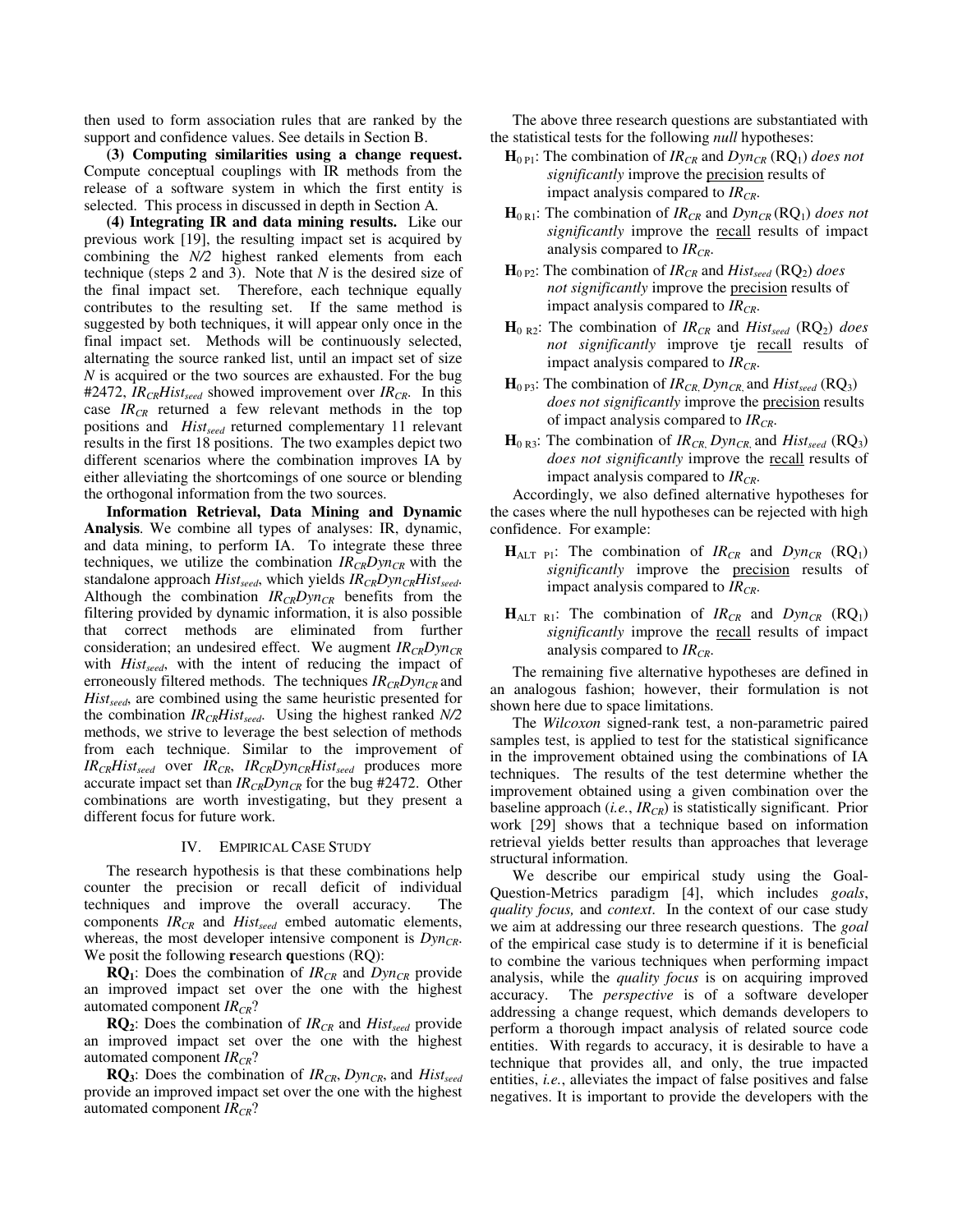then used to form association rules that are ranked by the support and confidence values. See details in Section B.

**(3) Computing similarities using a change request.** Compute conceptual couplings with IR methods from the release of a software system in which the first entity is selected. This process in discussed in depth in Section A.

**(4) Integrating IR and data mining results.** Like our previous work [19], the resulting impact set is acquired by combining the *N/2* highest ranked elements from each technique (steps 2 and 3). Note that *N* is the desired size of the final impact set. Therefore, each technique equally contributes to the resulting set. If the same method is suggested by both techniques, it will appear only once in the final impact set. Methods will be continuously selected, alternating the source ranked list, until an impact set of size *N* is acquired or the two sources are exhausted. For the bug #2472, $IR_{CR}Hist_{seed}$ showed improvement over $IR_{CR}$. In this case $IR_{CR}$ returned a few relevant methods in the top positions and $Hist_{seed}$ returned complementary 11 relevant results in the first 18 positions. The two examples depict two different scenarios where the combination improves IA by either alleviating the shortcomings of one source or blending the orthogonal information from the two sources.

**Information Retrieval, Data Mining and Dynamic Analysis**. We combine all types of analyses: IR, dynamic, and data mining, to perform IA. To integrate these three techniques, we utilize the combination $IR_{CR}Dyn_{CR}$ with the standalone approach $Hist_{seed}$, which yields $IR_{CR}Dyn_{CR}Hist_{seed}$. Although the combination $IR_{CR}Dyn_{CR}$ benefits from the filtering provided by dynamic information, it is also possible that correct methods are eliminated from further consideration; an undesired effect. We augment $IR_{CR}Dyn_{CR}$ with $Hist_{seed}$, with the intent of reducing the impact of erroneously filtered methods. The techniques $IR_{CR}Dyn_{CR}$ and $Hist_{seed}$, are combined using the same heuristic presented for the combination $IR_{CR}Hist_{seed}$. Using the highest ranked *N/2* methods, we strive to leverage the best selection of methods from each technique. Similar to the improvement of $IR_{CR}Hist_{seed}$ over $IR_{CR}$, $IR_{CR}Dyn_{CR}Hist_{seed}$ produces more accurate impact set than $IR_{CR}Dyn_{CR}$ for the bug #2472. Other combinations are worth investigating, but they present a different focus for future work.

## IV. Empirical Case Study

The research hypothesis is that these combinations help counter the precision or recall deficit of individual techniques and improve the overall accuracy. The components $IR_{CR}$ and $Hist_{seed}$ embed automatic elements, whereas, the most developer intensive component is $Dyn_{CR}$. We posit the following **r**esearch **q**uestions (RQ):

**RQ**$_1$: Does the combination of $IR_{CR}$ and $Dyn_{CR}$ provide an improved impact set over the one with the highest automated component $IR_{CR}$?

**RQ**$_2$: Does the combination of $IR_{CR}$ and $Hist_{seed}$ provide an improved impact set over the one with the highest automated component $IR_{CR}$?

**RQ**$_3$: Does the combination of $IR_{CR}$, $Dyn_{CR}$, and $Hist_{seed}$ provide an improved impact set over the one with the highest automated component $IR_{CR}$?

The above three research questions are substantiated with the statistical tests for the following *null* hypotheses:

- $\mathbf{H}_{0\ P1}$: The combination of $IR_{CR}$ and $Dyn_{CR}$ (RQ$_1$) *does not significantly* improve the precision results of impact analysis compared to $IR_{CR}$.
- $\mathbf{H}_{0\ R1}$: The combination of $IR_{CR}$ and $Dyn_{CR}$ (RQ$_1$) *does not significantly* improve the recall results of impact analysis compared to $IR_{CR}$.
- $\mathbf{H}_{0\ P2}$: The combination of $IR_{CR}$ and $Hist_{seed}$ (RQ$_2$) *does not significantly* improve the precision results of impact analysis compared to $IR_{CR}$.
- $\mathbf{H}_{0\ R2}$: The combination of $IR_{CR}$ and $Hist_{seed}$ (RQ$_2$) *does not significantly* improve tje recall results of impact analysis compared to $IR_{CR}$.
- $\mathbf{H}_{0\ P3}$: The combination of $IR_{CR,}$ $Dyn_{CR,}$ and $Hist_{seed}$ (RQ$_3$) *does not significantly* improve the precision results of impact analysis compared to $IR_{CR}$.
- $\mathbf{H}_{0\ R3}$: The combination of $IR_{CR,}$ $Dyn_{CR,}$ and $Hist_{seed}$ (RQ$_3$) *does not significantly* improve the recall results of impact analysis compared to $IR_{CR}$.

Accordingly, we also defined alternative hypotheses for the cases where the null hypotheses can be rejected with high confidence. For example:

- $\mathbf{H}_{ALT\ P1}$: The combination of $IR_{CR}$ and $Dyn_{CR}$ (RQ$_1$) *significantly* improve the precision results of impact analysis compared to $IR_{CR}$.
- $\mathbf{H}_{ALT\ R1}$: The combination of $IR_{CR}$ and $Dyn_{CR}$ (RQ$_1$) *significantly* improve the recall results of impact analysis compared to $IR_{CR}$.

The remaining five alternative hypotheses are defined in an analogous fashion; however, their formulation is not shown here due to space limitations.

The *Wilcoxon* signed-rank test, a non-parametric paired samples test, is applied to test for the statistical significance in the improvement obtained using the combinations of IA techniques. The results of the test determine whether the improvement obtained using a given combination over the baseline approach (*i.e.*, $IR_{CR}$) is statistically significant. Prior work [29] shows that a technique based on information retrieval yields better results than approaches that leverage structural information.

We describe our empirical study using the Goal-Question-Metrics paradigm [4], which includes *goals*, *quality focus,* and *context*. In the context of our case study we aim at addressing our three research questions. The *goal* of the empirical case study is to determine if it is beneficial to combine the various techniques when performing impact analysis, while the *quality focus* is on acquiring improved accuracy. The *perspective* is of a software developer addressing a change request, which demands developers to perform a thorough impact analysis of related source code entities. With regards to accuracy, it is desirable to have a technique that provides all, and only, the true impacted entities, *i.e.*, alleviates the impact of false positives and false negatives. It is important to provide the developers with the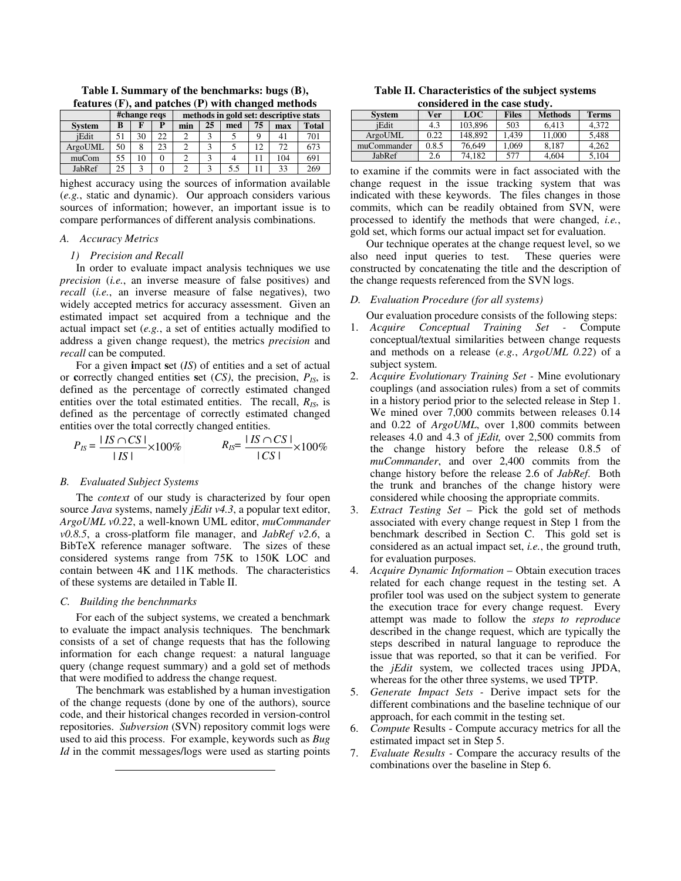**Table I. Summary of the benchmarks: bugs (B), features (F), and patches (P) with changed methods**

| | #change reqs | | | methods in gold set: descriptive stats | | | | | |
|---|---|---|---|---|---|---|---|---|---|
| **System** | **B** | **F** | **P** | **min** | **25** | **med** | **75** | **max** | **Total** |
| jEdit | 51 | 30 | 22 | 2 | 3 | 5 | 9 | 41 | 701 |
| ArgoUML | 50 | 8 | 23 | 2 | 3 | 5 | 12 | 72 | 673 |
| muCom | 55 | 10 | 0 | 2 | 3 | 4 | 11 | 104 | 691 |
| JabRef | 25 | 3 | 0 | 2 | 3 | 5.5 | 11 | 33 | 269 |

highest accuracy using the sources of information available (*e.g.*, static and dynamic). Our approach considers various sources of information; however, an important issue is to compare performances of different analysis combinations.

### A. Accuracy Metrics

#### 1) Precision and Recall

In order to evaluate impact analysis techniques we use *precision* (*i.e.*, an inverse measure of false positives) and *recall* (*i.e.*, an inverse measure of false negatives), two widely accepted metrics for accuracy assessment. Given an estimated impact set acquired from a technique and the actual impact set (*e.g.*, a set of entities actually modified to address a given change request), the metrics *precision* and *recall* can be computed.

For a given **i**mpact **s**et (*IS*) of entities and a set of actual or **c**orrectly changed entities **s**et (*CS*), the precision, $P_{IS}$, is defined as the percentage of correctly estimated changed entities over the total estimated entities. The recall, $R_{IS}$, is defined as the percentage of correctly estimated changed entities over the total correctly changed entities.

$$P_{IS} = \frac{|IS \cap CS|}{|IS|} \times 100\% \qquad R_{IS} = \frac{|IS \cap CS|}{|CS|} \times 100\%$$

### B. Evaluated Subject Systems

The *context* of our study is characterized by four open source *Java* systems, namely *jEdit v4.3*, a popular text editor, *ArgoUML v0.22*, a well-known UML editor, *muCommander v0.8.5*, a cross-platform file manager, and *JabRef v2.6*, a BibTeX reference manager software. The sizes of these considered systems range from 75K to 150K LOC and contain between 4K and 11K methods. The characteristics of these systems are detailed in Table II.

### C. Building the benchnmarks

For each of the subject systems, we created a benchmark to evaluate the impact analysis techniques. The benchmark consists of a set of change requests that has the following information for each change request: a natural language query (change request summary) and a gold set of methods that were modified to address the change request.

The benchmark was established by a human investigation of the change requests (done by one of the authors), source code, and their historical changes recorded in version-control repositories. *Subversion* (SVN) repository commit logs were used to aid this process. For example, keywords such as *Bug Id* in the commit messages/logs were used as starting points to examine if the commits were in fact associated with the change request in the issue tracking system that was indicated with these keywords. The files changes in those commits, which can be readily obtained from SVN, were processed to identify the methods that were changed, *i.e.*, gold set, which forms our actual impact set for evaluation.

**Table II. Characteristics of the subject systems considered in the case study.**

| **System** | **Ver** | **LOC** | **Files** | **Methods** | **Terms** |
|---|---|---|---|---|---|
| jEdit | 4.3 | 103,896 | 503 | 6,413 | 4,372 |
| ArgoUML | 0.22 | 148,892 | 1,439 | 11,000 | 5,488 |
| muCommander | 0.8.5 | 76,649 | 1,069 | 8,187 | 4,262 |
| JabRef | 2.6 | 74,182 | 577 | 4,604 | 5,104 |

Our technique operates at the change request level, so we also need input queries to test. These queries were constructed by concatenating the title and the description of the change requests referenced from the SVN logs.

### D. Evaluation Procedure (for all systems)

Our evaluation procedure consists of the following steps:

1. *Acquire Conceptual Training Set* - Compute conceptual/textual similarities between change requests and methods on a release (*e.g.*, *ArgoUML 0.22*) of a subject system.
2. *Acquire Evolutionary Training Set* - Mine evolutionary couplings (and association rules) from a set of commits in a history period prior to the selected release in Step 1. We mined over 7,000 commits between releases 0.14 and 0.22 of *ArgoUML*, over 1,800 commits between releases 4.0 and 4.3 of *jEdit,* over 2,500 commits from the change history before the release 0.8.5 of *muCommander*, and over 2,400 commits from the change history before the release 2.6 of *JabRef*. Both the trunk and branches of the change history were considered while choosing the appropriate commits.
3. *Extract Testing Set* – Pick the gold set of methods associated with every change request in Step 1 from the benchmark described in Section C. This gold set is considered as an actual impact set, *i.e.*, the ground truth, for evaluation purposes.
4. *Acquire Dynamic Information* – Obtain execution traces related for each change request in the testing set. A profiler tool was used on the subject system to generate the execution trace for every change request. Every attempt was made to follow the *steps to reproduce* described in the change request, which are typically the steps described in natural language to reproduce the issue that was reported, so that it can be verified. For the *jEdit* system, we collected traces using JPDA, whereas for the other three systems, we used TPTP.
5. *Generate Impact Sets* - Derive impact sets for the different combinations and the baseline technique of our approach, for each commit in the testing set.
6. *Compute* Results - Compute accuracy metrics for all the estimated impact set in Step 5.
7. *Evaluate Results* - Compare the accuracy results of the combinations over the baseline in Step 6.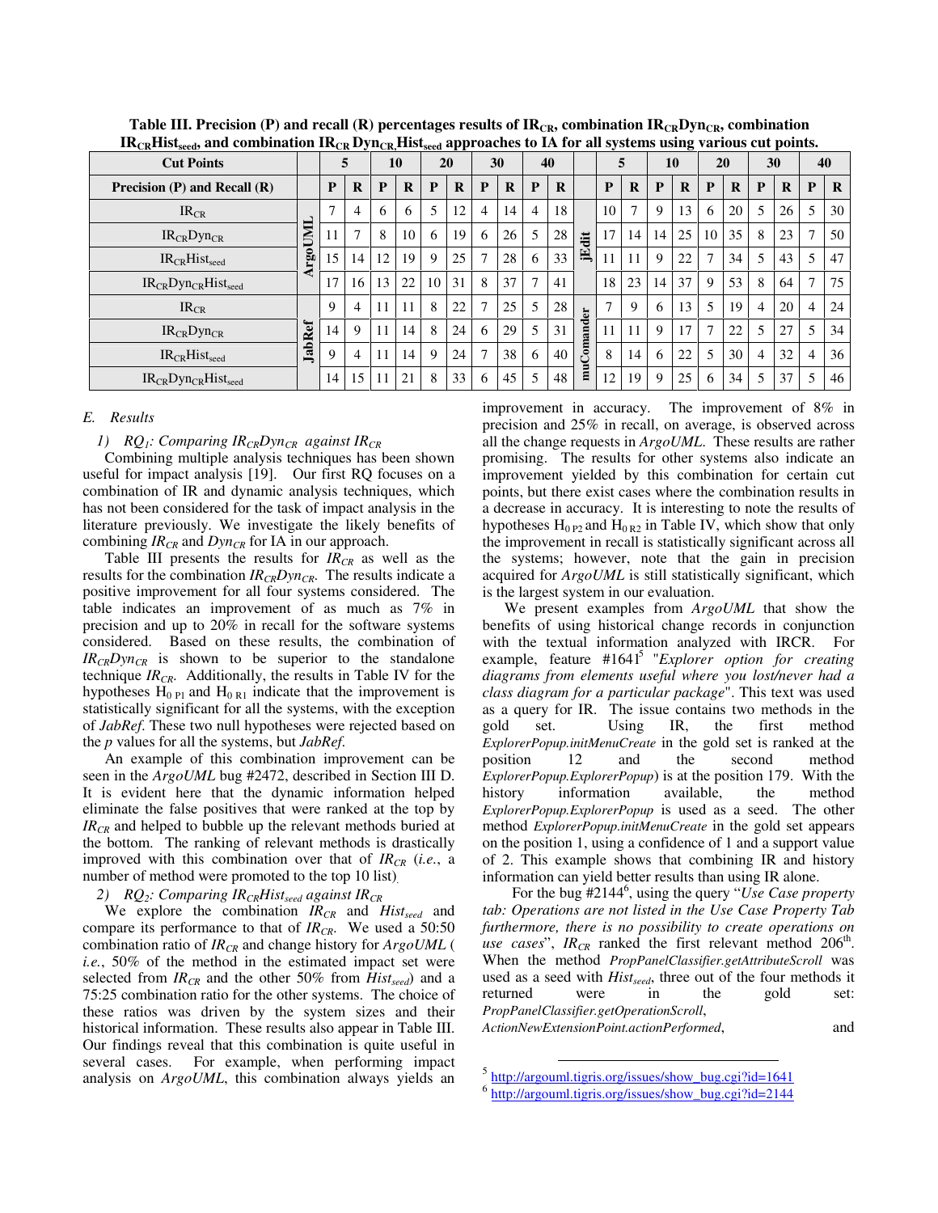**Table III. Precision (P) and recall (R) percentages results of $IR_{CR}$, combination $IR_{CR}Dyn_{CR}$, combination $IR_{CR}Hist_{seed}$, and combination $IR_{CR}Dyn_{CR}Hist_{seed}$ approaches to IA for all systems using various cut points.**

| Cut Points | | 5 | | 10 | | 20 | | 30 | | 40 | | | 5 | | 10 | | 20 | | 30 | | 40 | |
|---|---|---|---|---|---|---|---|---|---|---|---|---|---|---|---|---|---|---|---|---|---|---|
| Precision (P) and Recall (R) | | P | R | P | R | P | R | P | R | P | R | | P | R | P | R | P | R | P | R | P | R |
| $IR_{CR}$ | ArgoUML | 7 | 4 | 6 | 6 | 5 | 12 | 4 | 14 | 4 | 18 | jEdit | 10 | 7 | 9 | 13 | 6 | 20 | 5 | 26 | 5 | 30 |
| $IR_{CR}Dyn_{CR}$ | ArgoUML | 11 | 7 | 8 | 10 | 6 | 19 | 6 | 26 | 5 | 28 | jEdit | 17 | 14 | 14 | 25 | 10 | 35 | 8 | 23 | 7 | 50 |
| $IR_{CR}Hist_{seed}$ | ArgoUML | 15 | 14 | 12 | 19 | 9 | 25 | 7 | 28 | 6 | 33 | jEdit | 11 | 11 | 9 | 22 | 7 | 34 | 5 | 43 | 5 | 47 |
| $IR_{CR}Dyn_{CR}Hist_{seed}$ | ArgoUML | 17 | 16 | 13 | 22 | 10 | 31 | 8 | 37 | 7 | 41 | jEdit | 18 | 23 | 14 | 37 | 9 | 53 | 8 | 64 | 7 | 75 |
| $IR_{CR}$ | JabRef | 9 | 4 | 11 | 11 | 8 | 22 | 7 | 25 | 5 | 28 | muCommander | 7 | 9 | 6 | 13 | 5 | 19 | 4 | 20 | 4 | 24 |
| $IR_{CR}Dyn_{CR}$ | JabRef | 14 | 9 | 11 | 14 | 8 | 24 | 6 | 29 | 5 | 31 | muCommander | 11 | 11 | 9 | 17 | 7 | 22 | 5 | 27 | 5 | 34 |
| $IR_{CR}Hist_{seed}$ | JabRef | 9 | 4 | 11 | 14 | 9 | 24 | 7 | 38 | 6 | 40 | muCommander | 8 | 14 | 6 | 22 | 5 | 30 | 4 | 32 | 4 | 36 |
| $IR_{CR}Dyn_{CR}Hist_{seed}$ | JabRef | 14 | 15 | 11 | 21 | 8 | 33 | 6 | 45 | 5 | 48 | muCommander | 12 | 19 | 9 | 25 | 6 | 34 | 5 | 37 | 5 | 46 |

### *E. Results*

*1) $RQ_1$: Comparing $IR_{CR}Dyn_{CR}$ against $IR_{CR}$*

Combining multiple analysis techniques has been shown useful for impact analysis [19]. Our first RQ focuses on a combination of IR and dynamic analysis techniques, which has not been considered for the task of impact analysis in the literature previously. We investigate the likely benefits of combining $IR_{CR}$ and $Dyn_{CR}$ for IA in our approach.

Table III presents the results for $IR_{CR}$ as well as the results for the combination $IR_{CR}Dyn_{CR}$. The results indicate a positive improvement for all four systems considered. The table indicates an improvement of as much as 7% in precision and up to 20% in recall for the software systems considered. Based on these results, the combination of $IR_{CR}Dyn_{CR}$ is shown to be superior to the standalone technique $IR_{CR}$. Additionally, the results in Table IV for the hypotheses $H_{0\,P1}$ and $H_{0\,R1}$ indicate that the improvement is statistically significant for all the systems, with the exception of *JabRef*. These two null hypotheses were rejected based on the *p* values for all the systems, but *JabRef*.

An example of this combination improvement can be seen in the *ArgoUML* bug #2472, described in Section III D. It is evident here that the dynamic information helped eliminate the false positives that were ranked at the top by $IR_{CR}$ and helped to bubble up the relevant methods buried at the bottom. The ranking of relevant methods is drastically improved with this combination over that of $IR_{CR}$ (*i.e.*, a number of method were promoted to the top 10 list).

*2) $RQ_2$: Comparing $IR_{CR}Hist_{seed}$ against $IR_{CR}$*

We explore the combination $IR_{CR}$ and $Hist_{seed}$ and compare its performance to that of $IR_{CR}$. We used a 50:50 combination ratio of $IR_{CR}$ and change history for *ArgoUML* ( *i.e.*, 50% of the method in the estimated impact set were selected from $IR_{CR}$ and the other 50% from $Hist_{seed}$) and a 75:25 combination ratio for the other systems. The choice of these ratios was driven by the system sizes and their historical information. These results also appear in Table III. Our findings reveal that this combination is quite useful in several cases. For example, when performing impact analysis on *ArgoUML*, this combination always yields an improvement in accuracy. The improvement of 8% in precision and 25% in recall, on average, is observed across all the change requests in *ArgoUML*. These results are rather promising. The results for other systems also indicate an improvement yielded by this combination for certain cut points, but there exist cases where the combination results in a decrease in accuracy. It is interesting to note the results of hypotheses $H_{0\,P2}$ and $H_{0\,R2}$ in Table IV, which show that only the improvement in recall is statistically significant across all the systems; however, note that the gain in precision acquired for *ArgoUML* is still statistically significant, which is the largest system in our evaluation.

We present examples from *ArgoUML* that show the benefits of using historical change records in conjunction with the textual information analyzed with IRCR. For example, feature #1641[5] "*Explorer option for creating diagrams from elements useful where you lost/never had a class diagram for a particular package*". This text was used as a query for IR. The issue contains two methods in the gold set. Using IR, the first method *ExplorerPopup.initMenuCreate* in the gold set is ranked at the position 12 and the second method *ExplorerPopup.ExplorerPopup*) is at the position 179. With the history information available, the method *ExplorerPopup.ExplorerPopup* is used as a seed. The other method *ExplorerPopup.initMenuCreate* in the gold set appears on the position 1, using a confidence of 1 and a support value of 2. This example shows that combining IR and history information can yield better results than using IR alone.

For the bug #2144[6], using the query "*Use Case property tab: Operations are not listed in the Use Case Property Tab furthermore, there is no possibility to create operations on use cases*", $IR_{CR}$ ranked the first relevant method 206th. When the method *PropPanelClassifier.getAttributeScroll* was used as a seed with $Hist_{seed}$, three out of the four methods it returned were in the gold set: *PropPanelClassifier.getOperationScroll*, *ActionNewExtensionPoint.actionPerformed*, and

[5] http://argouml.tigris.org/issues/show_bug.cgi?id=1641

[6] http://argouml.tigris.org/issues/show_bug.cgi?id=2144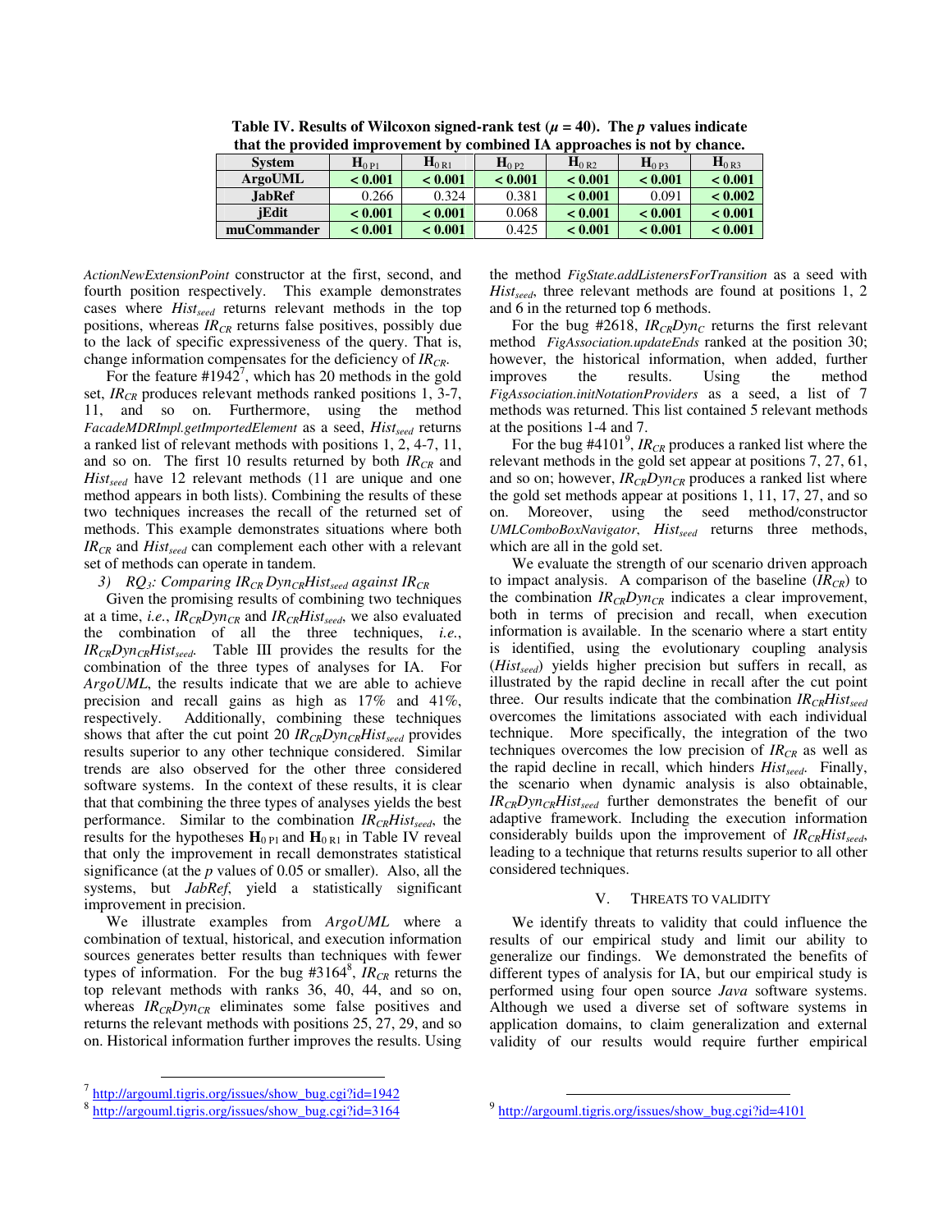**Table IV. Results of Wilcoxon signed-rank test ($\mu$ = 40). The $p$ values indicate that the provided improvement by combined IA approaches is not by chance.**

| System | $H_{0\,P1}$ | $H_{0\,R1}$ | $H_{0\,P2}$ | $H_{0\,R2}$ | $H_{0\,P3}$ | $H_{0\,R3}$ |
|---|---|---|---|---|---|---|
| **ArgoUML** | **< 0.001** | **< 0.001** | **< 0.001** | **< 0.001** | **< 0.001** | **< 0.001** |
| **JabRef** | 0.266 | 0.324 | 0.381 | **< 0.001** | 0.091 | **< 0.002** |
| **jEdit** | **< 0.001** | **< 0.001** | 0.068 | **< 0.001** | **< 0.001** | **< 0.001** |
| **muCommander** | **< 0.001** | **< 0.001** | 0.425 | **< 0.001** | **< 0.001** | **< 0.001** |

*ActionNewExtensionPoint* constructor at the first, second, and fourth position respectively. This example demonstrates cases where $Hist_{seed}$ returns relevant methods in the top positions, whereas $IR_{CR}$ returns false positives, possibly due to the lack of specific expressiveness of the query. That is, change information compensates for the deficiency of $IR_{CR}$.

For the feature #1942[7], which has 20 methods in the gold set, $IR_{CR}$ produces relevant methods ranked positions 1, 3-7, 11, and so on. Furthermore, using the method *FacadeMDRImpl.getImportedElement* as a seed, $Hist_{seed}$ returns a ranked list of relevant methods with positions 1, 2, 4-7, 11, and so on. The first 10 results returned by both $IR_{CR}$ and $Hist_{seed}$ have 12 relevant methods (11 are unique and one method appears in both lists). Combining the results of these two techniques increases the recall of the returned set of methods. This example demonstrates situations where both $IR_{CR}$ and $Hist_{seed}$ can complement each other with a relevant set of methods can operate in tandem.

*3) RQ₃: Comparing $IR_{CR}Dyn_{CR}Hist_{seed}$ against $IR_{CR}$*

Given the promising results of combining two techniques at a time, *i.e.*, $IR_{CR}Dyn_{CR}$ and $IR_{CR}Hist_{seed}$, we also evaluated the combination of all the three techniques, *i.e.*, $IR_{CR}Dyn_{CR}Hist_{seed}$. Table III provides the results for the combination of the three types of analyses for IA. For *ArgoUML*, the results indicate that we are able to achieve precision and recall gains as high as 17% and 41%, respectively. Additionally, combining these techniques shows that after the cut point 20 $IR_{CR}Dyn_{CR}Hist_{seed}$ provides results superior to any other technique considered. Similar trends are also observed for the other three considered software systems. In the context of these results, it is clear that that combining the three types of analyses yields the best performance. Similar to the combination $IR_{CR}Hist_{seed}$, the results for the hypotheses $\mathbf{H}_{0\,P1}$ and $\mathbf{H}_{0\,R1}$ in Table IV reveal that only the improvement in recall demonstrates statistical significance (at the $p$ values of 0.05 or smaller). Also, all the systems, but *JabRef*, yield a statistically significant improvement in precision.

We illustrate examples from *ArgoUML* where a combination of textual, historical, and execution information sources generates better results than techniques with fewer types of information. For the bug #3164[8], $IR_{CR}$ returns the top relevant methods with ranks 36, 40, 44, and so on, whereas $IR_{CR}Dyn_{CR}$ eliminates some false positives and returns the relevant methods with positions 25, 27, 29, and so on. Historical information further improves the results. Using the method *FigState.addListenersForTransition* as a seed with $Hist_{seed}$, three relevant methods are found at positions 1, 2 and 6 in the returned top 6 methods.

For the bug #2618, $IR_{CR}Dyn_{C}$ returns the first relevant method *FigAssociation.updateEnds* ranked at the position 30; however, the historical information, when added, further improves the results. Using the method *FigAssociation.initNotationProviders* as a seed, a list of 7 methods was returned. This list contained 5 relevant methods at the positions 1-4 and 7.

For the bug #4101[9], $IR_{CR}$ produces a ranked list where the relevant methods in the gold set appear at positions 7, 27, 61, and so on; however, $IR_{CR}Dyn_{CR}$ produces a ranked list where the gold set methods appear at positions 1, 11, 17, 27, and so on. Moreover, using the seed method/constructor *UMLComboBoxNavigator*, $Hist_{seed}$ returns three methods, which are all in the gold set.

We evaluate the strength of our scenario driven approach to impact analysis. A comparison of the baseline ($IR_{CR}$) to the combination $IR_{CR}Dyn_{CR}$ indicates a clear improvement, both in terms of precision and recall, when execution information is available. In the scenario where a start entity is identified, using the evolutionary coupling analysis ($Hist_{seed}$) yields higher precision but suffers in recall, as illustrated by the rapid decline in recall after the cut point three. Our results indicate that the combination $IR_{CR}Hist_{seed}$ overcomes the limitations associated with each individual technique. More specifically, the integration of the two techniques overcomes the low precision of $IR_{CR}$ as well as the rapid decline in recall, which hinders $Hist_{seed}$. Finally, the scenario when dynamic analysis is also obtainable, $IR_{CR}Dyn_{CR}Hist_{seed}$ further demonstrates the benefit of our adaptive framework. Including the execution information considerably builds upon the improvement of $IR_{CR}Hist_{seed}$, leading to a technique that returns results superior to all other considered techniques.

## V. Threats to Validity

We identify threats to validity that could influence the results of our empirical study and limit our ability to generalize our findings. We demonstrated the benefits of different types of analysis for IA, but our empirical study is performed using four open source *Java* software systems. Although we used a diverse set of software systems in application domains, to claim generalization and external validity of our results would require further empirical

---

[7] http://argouml.tigris.org/issues/show_bug.cgi?id=1942

[8] http://argouml.tigris.org/issues/show_bug.cgi?id=3164

[9] http://argouml.tigris.org/issues/show_bug.cgi?id=4101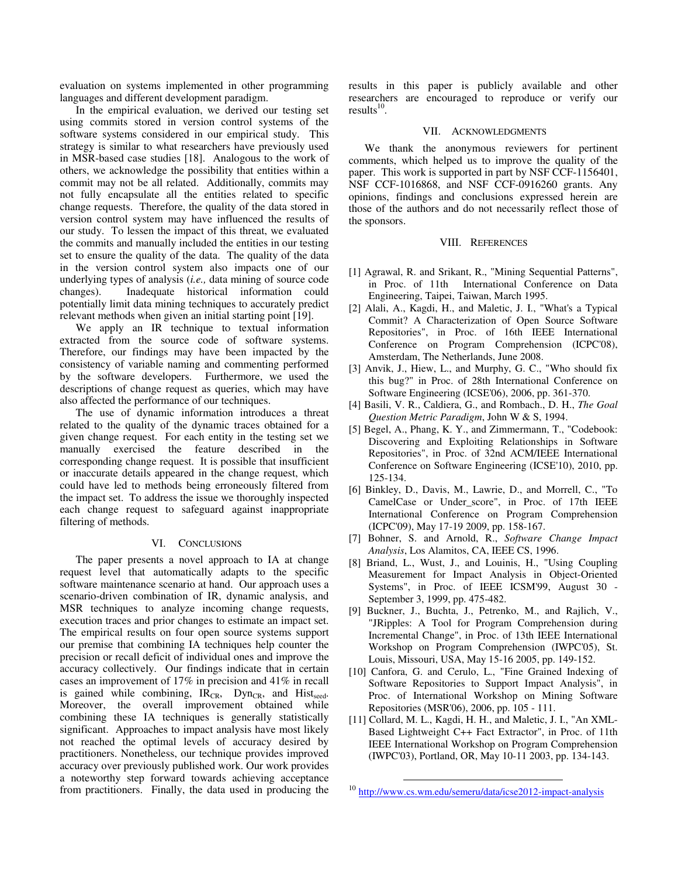evaluation on systems implemented in other programming languages and different development paradigm.

In the empirical evaluation, we derived our testing set using commits stored in version control systems of the software systems considered in our empirical study. This strategy is similar to what researchers have previously used in MSR-based case studies [18]. Analogous to the work of others, we acknowledge the possibility that entities within a commit may not be all related. Additionally, commits may not fully encapsulate all the entities related to specific change requests. Therefore, the quality of the data stored in version control system may have influenced the results of our study. To lessen the impact of this threat, we evaluated the commits and manually included the entities in our testing set to ensure the quality of the data. The quality of the data in the version control system also impacts one of our underlying types of analysis (*i.e.,* data mining of source code changes). Inadequate historical information could potentially limit data mining techniques to accurately predict relevant methods when given an initial starting point [19].

We apply an IR technique to textual information extracted from the source code of software systems. Therefore, our findings may have been impacted by the consistency of variable naming and commenting performed by the software developers. Furthermore, we used the descriptions of change request as queries, which may have also affected the performance of our techniques.

The use of dynamic information introduces a threat related to the quality of the dynamic traces obtained for a given change request. For each entity in the testing set we manually exercised the feature described in the corresponding change request. It is possible that insufficient or inaccurate details appeared in the change request, which could have led to methods being erroneously filtered from the impact set. To address the issue we thoroughly inspected each change request to safeguard against inappropriate filtering of methods.

## VI. Conclusions

The paper presents a novel approach to IA at change request level that automatically adapts to the specific software maintenance scenario at hand. Our approach uses a scenario-driven combination of IR, dynamic analysis, and MSR techniques to analyze incoming change requests, execution traces and prior changes to estimate an impact set. The empirical results on four open source systems support our premise that combining IA techniques help counter the precision or recall deficit of individual ones and improve the accuracy collectively. Our findings indicate that in certain cases an improvement of 17% in precision and 41% in recall is gained while combining, $IR_{CR}$, $Dyn_{CR}$, and $Hist_{seed}$. Moreover, the overall improvement obtained while combining these IA techniques is generally statistically significant. Approaches to impact analysis have most likely not reached the optimal levels of accuracy desired by practitioners. Nonetheless, our technique provides improved accuracy over previously published work. Our work provides a noteworthy step forward towards achieving acceptance from practitioners. Finally, the data used in producing the results in this paper is publicly available and other researchers are encouraged to reproduce or verify our results[10].

## VII. Acknowledgments

We thank the anonymous reviewers for pertinent comments, which helped us to improve the quality of the paper. This work is supported in part by NSF CCF-1156401, NSF CCF-1016868, and NSF CCF-0916260 grants. Any opinions, findings and conclusions expressed herein are those of the authors and do not necessarily reflect those of the sponsors.

## VIII. References

[1] Agrawal, R. and Srikant, R., "Mining Sequential Patterns", in Proc. of 11th International Conference on Data Engineering, Taipei, Taiwan, March 1995.

[2] Alali, A., Kagdi, H., and Maletic, J. I., "What's a Typical Commit? A Characterization of Open Source Software Repositories", in Proc. of 16th IEEE International Conference on Program Comprehension (ICPC'08), Amsterdam, The Netherlands, June 2008.

[3] Anvik, J., Hiew, L., and Murphy, G. C., "Who should fix this bug?" in Proc. of 28th International Conference on Software Engineering (ICSE'06), 2006, pp. 361-370.

[4] Basili, V. R., Caldiera, G., and Rombach., D. H., *The Goal Question Metric Paradigm*, John W & S, 1994.

[5] Begel, A., Phang, K. Y., and Zimmermann, T., "Codebook: Discovering and Exploiting Relationships in Software Repositories", in Proc. of 32nd ACM/IEEE International Conference on Software Engineering (ICSE'10), 2010, pp. 125-134.

[6] Binkley, D., Davis, M., Lawrie, D., and Morrell, C., "To CamelCase or Under_score", in Proc. of 17th IEEE International Conference on Program Comprehension (ICPC'09), May 17-19 2009, pp. 158-167.

[7] Bohner, S. and Arnold, R., *Software Change Impact Analysis*, Los Alamitos, CA, IEEE CS, 1996.

[8] Briand, L., Wust, J., and Louinis, H., "Using Coupling Measurement for Impact Analysis in Object-Oriented Systems", in Proc. of IEEE ICSM'99, August 30 - September 3, 1999, pp. 475-482.

[9] Buckner, J., Buchta, J., Petrenko, M., and Rajlich, V., "JRipples: A Tool for Program Comprehension during Incremental Change", in Proc. of 13th IEEE International Workshop on Program Comprehension (IWPC'05), St. Louis, Missouri, USA, May 15-16 2005, pp. 149-152.

[10] Canfora, G. and Cerulo, L., "Fine Grained Indexing of Software Repositories to Support Impact Analysis", in Proc. of International Workshop on Mining Software Repositories (MSR'06), 2006, pp. 105 - 111.

[11] Collard, M. L., Kagdi, H. H., and Maletic, J. I., "An XML-Based Lightweight C++ Fact Extractor", in Proc. of 11th IEEE International Workshop on Program Comprehension (IWPC'03), Portland, OR, May 10-11 2003, pp. 134-143.

[10] http://www.cs.wm.edu/semeru/data/icse2012-impact-analysis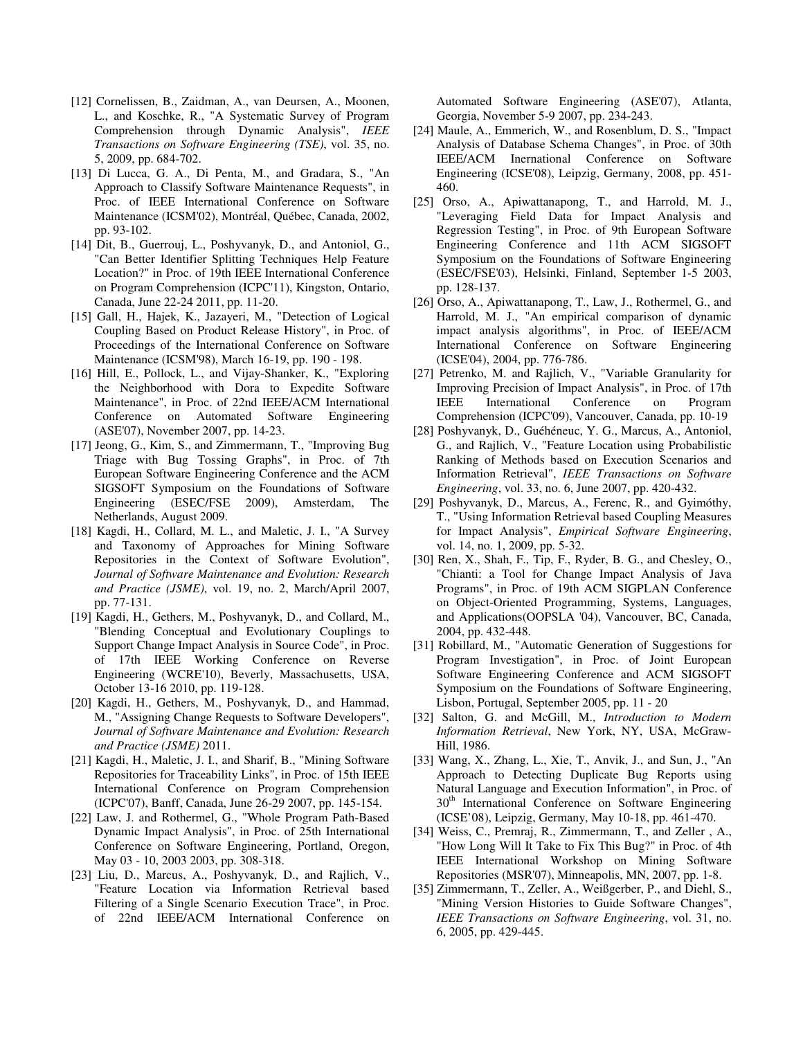[12] Cornelissen, B., Zaidman, A., van Deursen, A., Moonen, L., and Koschke, R., "A Systematic Survey of Program Comprehension through Dynamic Analysis", *IEEE Transactions on Software Engineering (TSE)*, vol. 35, no. 5, 2009, pp. 684-702.

[13] Di Lucca, G. A., Di Penta, M., and Gradara, S., "An Approach to Classify Software Maintenance Requests", in Proc. of IEEE International Conference on Software Maintenance (ICSM'02), Montréal, Québec, Canada, 2002, pp. 93-102.

[14] Dit, B., Guerrouj, L., Poshyvanyk, D., and Antoniol, G., "Can Better Identifier Splitting Techniques Help Feature Location?" in Proc. of 19th IEEE International Conference on Program Comprehension (ICPC'11), Kingston, Ontario, Canada, June 22-24 2011, pp. 11-20.

[15] Gall, H., Hajek, K., Jazayeri, M., "Detection of Logical Coupling Based on Product Release History", in Proc. of Proceedings of the International Conference on Software Maintenance (ICSM'98), March 16-19, pp. 190 - 198.

[16] Hill, E., Pollock, L., and Vijay-Shanker, K., "Exploring the Neighborhood with Dora to Expedite Software Maintenance", in Proc. of 22nd IEEE/ACM International Conference on Automated Software Engineering (ASE'07), November 2007, pp. 14-23.

[17] Jeong, G., Kim, S., and Zimmermann, T., "Improving Bug Triage with Bug Tossing Graphs", in Proc. of 7th European Software Engineering Conference and the ACM SIGSOFT Symposium on the Foundations of Software Engineering (ESEC/FSE 2009), Amsterdam, The Netherlands, August 2009.

[18] Kagdi, H., Collard, M. L., and Maletic, J. I., "A Survey and Taxonomy of Approaches for Mining Software Repositories in the Context of Software Evolution", *Journal of Software Maintenance and Evolution: Research and Practice (JSME)*, vol. 19, no. 2, March/April 2007, pp. 77-131.

[19] Kagdi, H., Gethers, M., Poshyvanyk, D., and Collard, M., "Blending Conceptual and Evolutionary Couplings to Support Change Impact Analysis in Source Code", in Proc. of 17th IEEE Working Conference on Reverse Engineering (WCRE'10), Beverly, Massachusetts, USA, October 13-16 2010, pp. 119-128.

[20] Kagdi, H., Gethers, M., Poshyvanyk, D., and Hammad, M., "Assigning Change Requests to Software Developers", *Journal of Software Maintenance and Evolution: Research and Practice (JSME)* 2011.

[21] Kagdi, H., Maletic, J. I., and Sharif, B., "Mining Software Repositories for Traceability Links", in Proc. of 15th IEEE International Conference on Program Comprehension (ICPC'07), Banff, Canada, June 26-29 2007, pp. 145-154.

[22] Law, J. and Rothermel, G., "Whole Program Path-Based Dynamic Impact Analysis", in Proc. of 25th International Conference on Software Engineering, Portland, Oregon, May 03 - 10, 2003 2003, pp. 308-318.

[23] Liu, D., Marcus, A., Poshyvanyk, D., and Rajlich, V., "Feature Location via Information Retrieval based Filtering of a Single Scenario Execution Trace", in Proc. of 22nd IEEE/ACM International Conference on Automated Software Engineering (ASE'07), Atlanta, Georgia, November 5-9 2007, pp. 234-243.

[24] Maule, A., Emmerich, W., and Rosenblum, D. S., "Impact Analysis of Database Schema Changes", in Proc. of 30th IEEE/ACM Inernational Conference on Software Engineering (ICSE'08), Leipzig, Germany, 2008, pp. 451-460.

[25] Orso, A., Apiwattanapong, T., and Harrold, M. J., "Leveraging Field Data for Impact Analysis and Regression Testing", in Proc. of 9th European Software Engineering Conference and 11th ACM SIGSOFT Symposium on the Foundations of Software Engineering (ESEC/FSE'03), Helsinki, Finland, September 1-5 2003, pp. 128-137.

[26] Orso, A., Apiwattanapong, T., Law, J., Rothermel, G., and Harrold, M. J., "An empirical comparison of dynamic impact analysis algorithms", in Proc. of IEEE/ACM International Conference on Software Engineering (ICSE'04), 2004, pp. 776-786.

[27] Petrenko, M. and Rajlich, V., "Variable Granularity for Improving Precision of Impact Analysis", in Proc. of 17th IEEE International Conference on Program Comprehension (ICPC'09), Vancouver, Canada, pp. 10-19

[28] Poshyvanyk, D., Guéhéneuc, Y. G., Marcus, A., Antoniol, G., and Rajlich, V., "Feature Location using Probabilistic Ranking of Methods based on Execution Scenarios and Information Retrieval", *IEEE Transactions on Software Engineering*, vol. 33, no. 6, June 2007, pp. 420-432.

[29] Poshyvanyk, D., Marcus, A., Ferenc, R., and Gyimóthy, T., "Using Information Retrieval based Coupling Measures for Impact Analysis", *Empirical Software Engineering*, vol. 14, no. 1, 2009, pp. 5-32.

[30] Ren, X., Shah, F., Tip, F., Ryder, B. G., and Chesley, O., "Chianti: a Tool for Change Impact Analysis of Java Programs", in Proc. of 19th ACM SIGPLAN Conference on Object-Oriented Programming, Systems, Languages, and Applications(OOPSLA '04), Vancouver, BC, Canada, 2004, pp. 432-448.

[31] Robillard, M., "Automatic Generation of Suggestions for Program Investigation", in Proc. of Joint European Software Engineering Conference and ACM SIGSOFT Symposium on the Foundations of Software Engineering, Lisbon, Portugal, September 2005, pp. 11 - 20

[32] Salton, G. and McGill, M., *Introduction to Modern Information Retrieval*, New York, NY, USA, McGraw-Hill, 1986.

[33] Wang, X., Zhang, L., Xie, T., Anvik, J., and Sun, J., "An Approach to Detecting Duplicate Bug Reports using Natural Language and Execution Information", in Proc. of 30th International Conference on Software Engineering (ICSE'08), Leipzig, Germany, May 10-18, pp. 461-470.

[34] Weiss, C., Premraj, R., Zimmermann, T., and Zeller , A., "How Long Will It Take to Fix This Bug?" in Proc. of 4th IEEE International Workshop on Mining Software Repositories (MSR'07), Minneapolis, MN, 2007, pp. 1-8.

[35] Zimmermann, T., Zeller, A., Weißgerber, P., and Diehl, S., "Mining Version Histories to Guide Software Changes", *IEEE Transactions on Software Engineering*, vol. 31, no. 6, 2005, pp. 429-445.